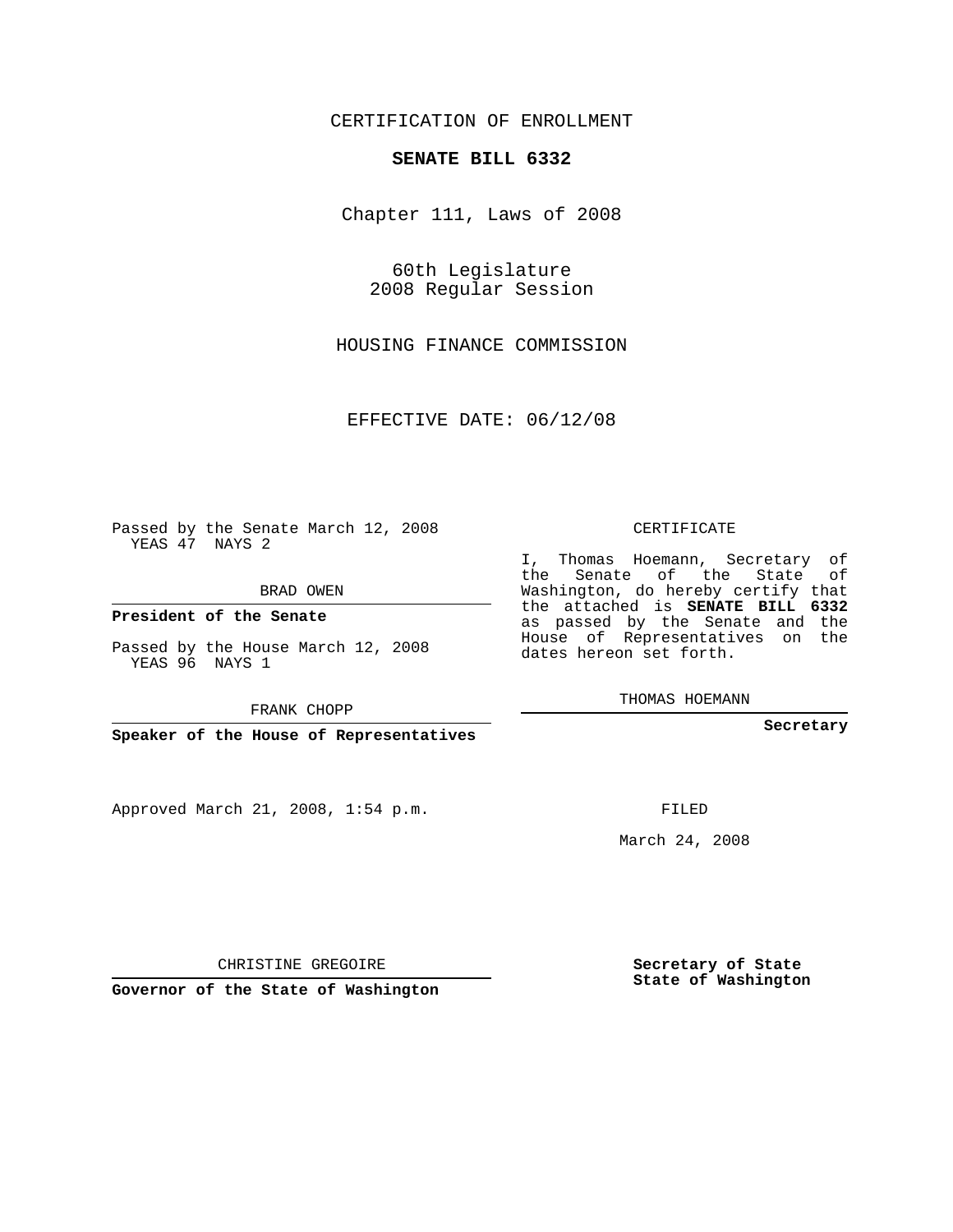CERTIFICATION OF ENROLLMENT

**SENATE BILL 6332**

Chapter 111, Laws of 2008

60th Legislature
2008 Regular Session

HOUSING FINANCE COMMISSION

EFFECTIVE DATE: 06/12/08

Passed by the Senate March 12, 2008
YEAS 47 NAYS 2

BRAD OWEN

**President of the Senate**

Passed by the House March 12, 2008
YEAS 96 NAYS 1

FRANK CHOPP

**Speaker of the House of Representatives**

Approved March 21, 2008, 1:54 p.m.

CHRISTINE GREGOIRE

**Governor of the State of Washington**

CERTIFICATE

I, Thomas Hoemann, Secretary of the Senate of the State of Washington, do hereby certify that the attached is **SENATE BILL 6332** as passed by the Senate and the House of Representatives on the dates hereon set forth.

THOMAS HOEMANN

**Secretary**

FILED

March 24, 2008

**Secretary of State**
**State of Washington**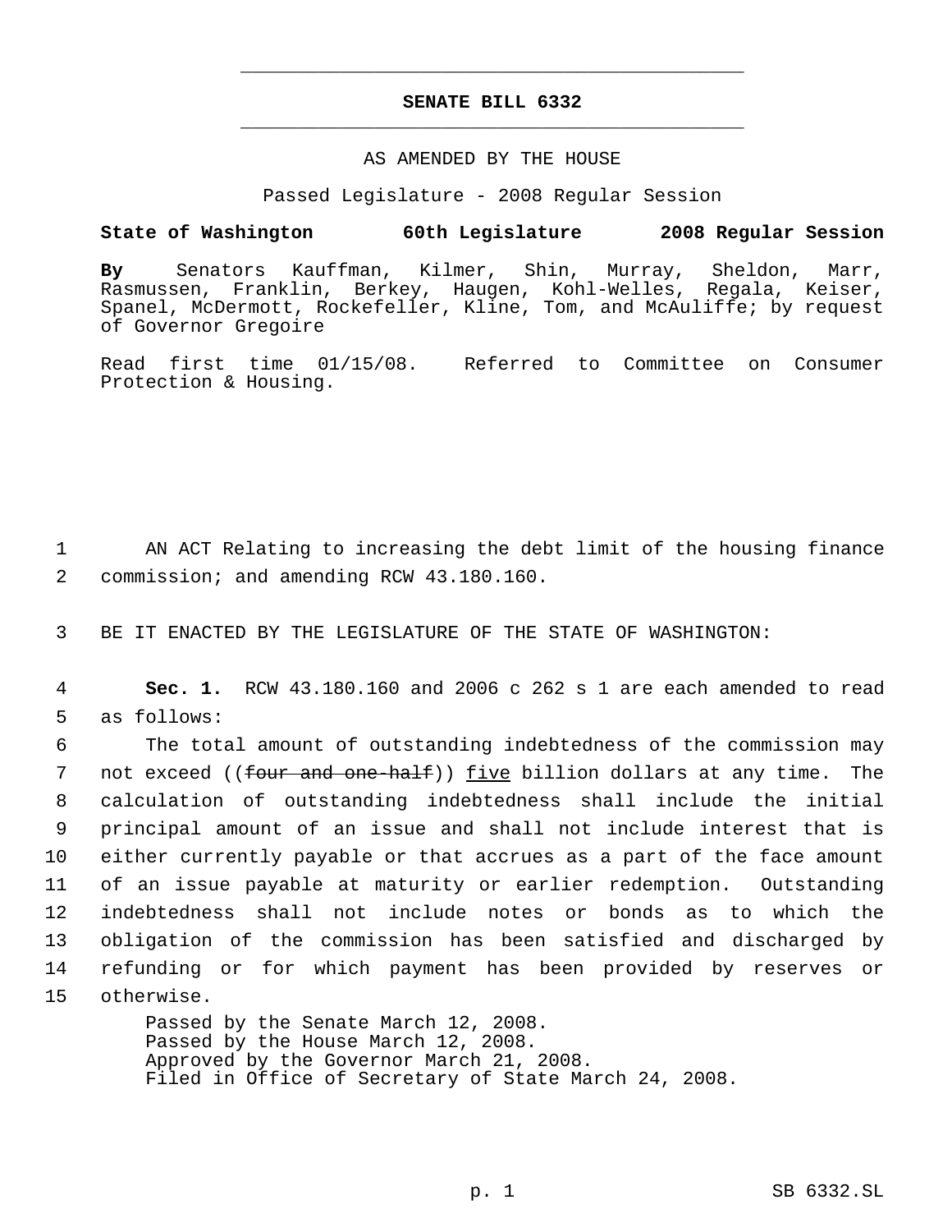# SENATE BILL 6332

AS AMENDED BY THE HOUSE

Passed Legislature - 2008 Regular Session

**State of Washington 60th Legislature 2008 Regular Session**

**By** Senators Kauffman, Kilmer, Shin, Murray, Sheldon, Marr, Rasmussen, Franklin, Berkey, Haugen, Kohl-Welles, Regala, Keiser, Spanel, McDermott, Rockefeller, Kline, Tom, and McAuliffe; by request of Governor Gregoire

Read first time 01/15/08. Referred to Committee on Consumer Protection & Housing.

1 AN ACT Relating to increasing the debt limit of the housing finance
2 commission; and amending RCW 43.180.160.

3 BE IT ENACTED BY THE LEGISLATURE OF THE STATE OF WASHINGTON:

4 **Sec. 1.** RCW 43.180.160 and 2006 c 262 s 1 are each amended to read
5 as follows:
6 The total amount of outstanding indebtedness of the commission may
7 not exceed ((~~four and one-half~~)) <u>five</u> billion dollars at any time. The
8 calculation of outstanding indebtedness shall include the initial
9 principal amount of an issue and shall not include interest that is
10 either currently payable or that accrues as a part of the face amount
11 of an issue payable at maturity or earlier redemption. Outstanding
12 indebtedness shall not include notes or bonds as to which the
13 obligation of the commission has been satisfied and discharged by
14 refunding or for which payment has been provided by reserves or
15 otherwise.

Passed by the Senate March 12, 2008.
Passed by the House March 12, 2008.
Approved by the Governor March 21, 2008.
Filed in Office of Secretary of State March 24, 2008.